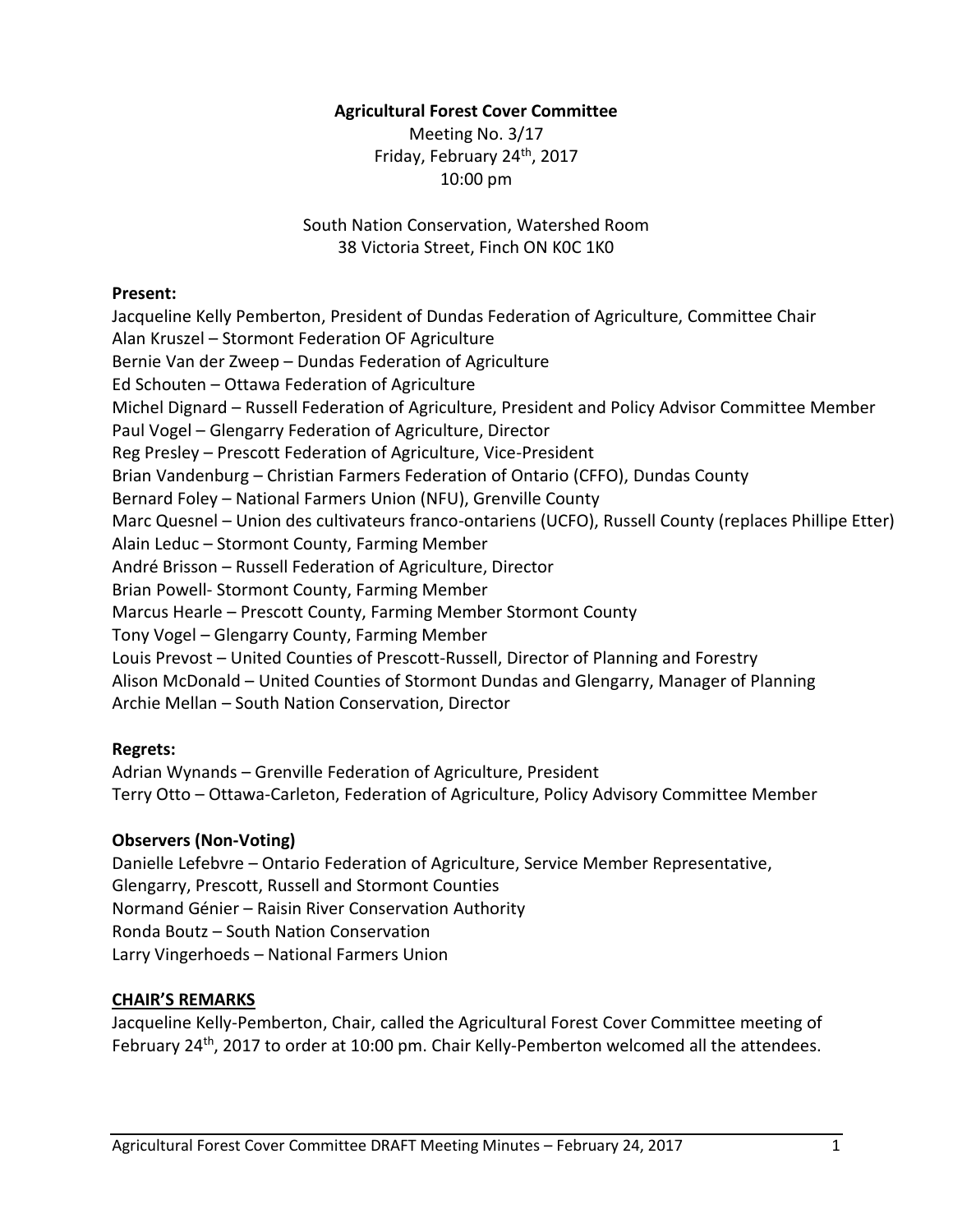**Agricultural Forest Cover Committee**

Meeting No. 3/17
Friday, February 24th, 2017
10:00 pm

South Nation Conservation, Watershed Room
38 Victoria Street, Finch ON K0C 1K0

**Present:**

Jacqueline Kelly Pemberton, President of Dundas Federation of Agriculture, Committee Chair
Alan Kruszel – Stormont Federation OF Agriculture
Bernie Van der Zweep – Dundas Federation of Agriculture
Ed Schouten – Ottawa Federation of Agriculture
Michel Dignard – Russell Federation of Agriculture, President and Policy Advisor Committee Member
Paul Vogel – Glengarry Federation of Agriculture, Director
Reg Presley – Prescott Federation of Agriculture, Vice-President
Brian Vandenburg – Christian Farmers Federation of Ontario (CFFO), Dundas County
Bernard Foley – National Farmers Union (NFU), Grenville County
Marc Quesnel – Union des cultivateurs franco-ontariens (UCFO), Russell County (replaces Phillipe Etter)
Alain Leduc – Stormont County, Farming Member
André Brisson – Russell Federation of Agriculture, Director
Brian Powell- Stormont County, Farming Member
Marcus Hearle – Prescott County, Farming Member Stormont County
Tony Vogel – Glengarry County, Farming Member
Louis Prevost – United Counties of Prescott-Russell, Director of Planning and Forestry
Alison McDonald – United Counties of Stormont Dundas and Glengarry, Manager of Planning
Archie Mellan – South Nation Conservation, Director

**Regrets:**

Adrian Wynands – Grenville Federation of Agriculture, President
Terry Otto – Ottawa-Carleton, Federation of Agriculture, Policy Advisory Committee Member

**Observers (Non-Voting)**

Danielle Lefebvre – Ontario Federation of Agriculture, Service Member Representative, Glengarry, Prescott, Russell and Stormont Counties
Normand Génier – Raisin River Conservation Authority
Ronda Boutz – South Nation Conservation
Larry Vingerhoeds – National Farmers Union

**CHAIR'S REMARKS**

Jacqueline Kelly-Pemberton, Chair, called the Agricultural Forest Cover Committee meeting of February 24th, 2017 to order at 10:00 pm. Chair Kelly-Pemberton welcomed all the attendees.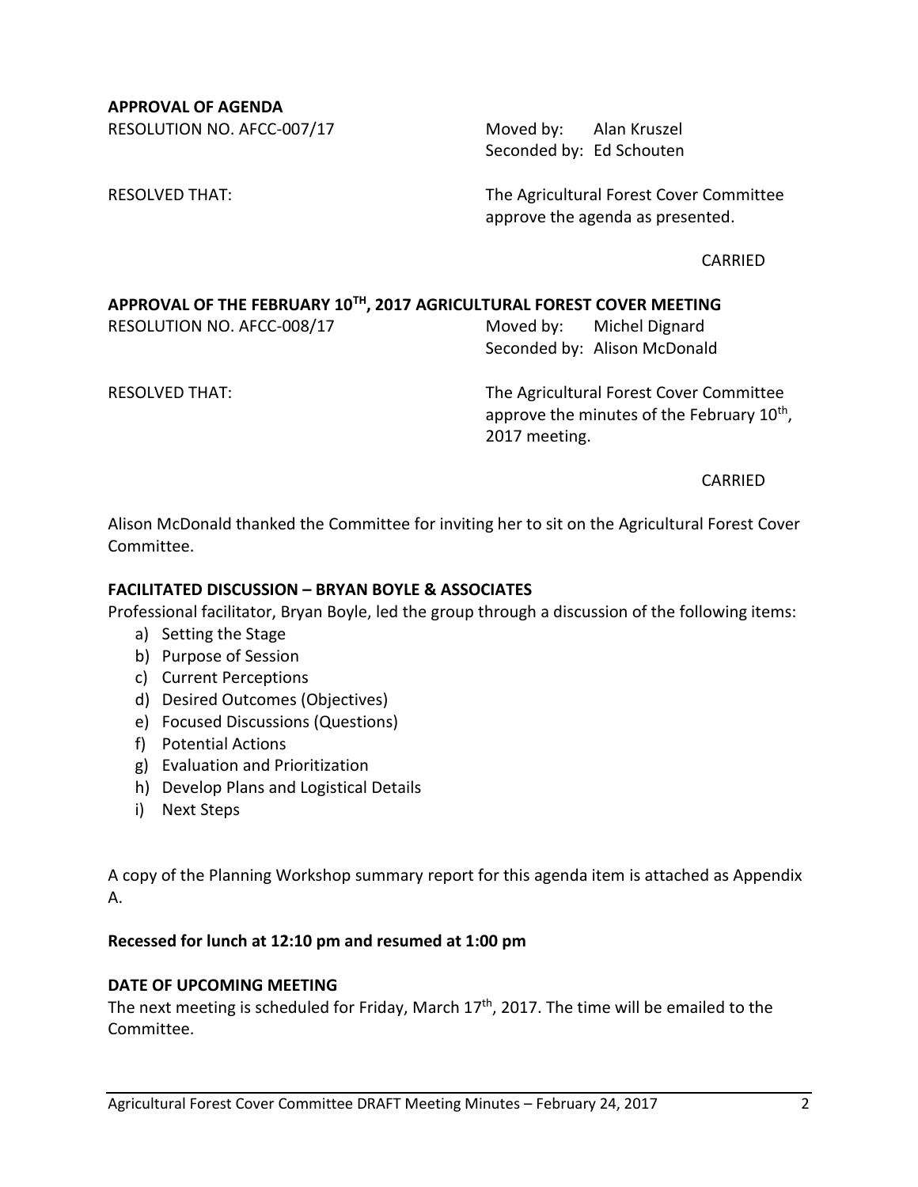**APPROVAL OF AGENDA**

RESOLUTION NO. AFCC-007/17

Moved by: Alan Kruszel
Seconded by: Ed Schouten

RESOLVED THAT: The Agricultural Forest Cover Committee approve the agenda as presented.

CARRIED

**APPROVAL OF THE FEBRUARY 10TH, 2017 AGRICULTURAL FOREST COVER MEETING**

RESOLUTION NO. AFCC-008/17

Moved by: Michel Dignard
Seconded by: Alison McDonald

RESOLVED THAT: The Agricultural Forest Cover Committee approve the minutes of the February 10th, 2017 meeting.

CARRIED

Alison McDonald thanked the Committee for inviting her to sit on the Agricultural Forest Cover Committee.

**FACILITATED DISCUSSION – BRYAN BOYLE & ASSOCIATES**

Professional facilitator, Bryan Boyle, led the group through a discussion of the following items:

a) Setting the Stage
b) Purpose of Session
c) Current Perceptions
d) Desired Outcomes (Objectives)
e) Focused Discussions (Questions)
f) Potential Actions
g) Evaluation and Prioritization
h) Develop Plans and Logistical Details
i) Next Steps

A copy of the Planning Workshop summary report for this agenda item is attached as Appendix A.

**Recessed for lunch at 12:10 pm and resumed at 1:00 pm**

**DATE OF UPCOMING MEETING**

The next meeting is scheduled for Friday, March 17th, 2017. The time will be emailed to the Committee.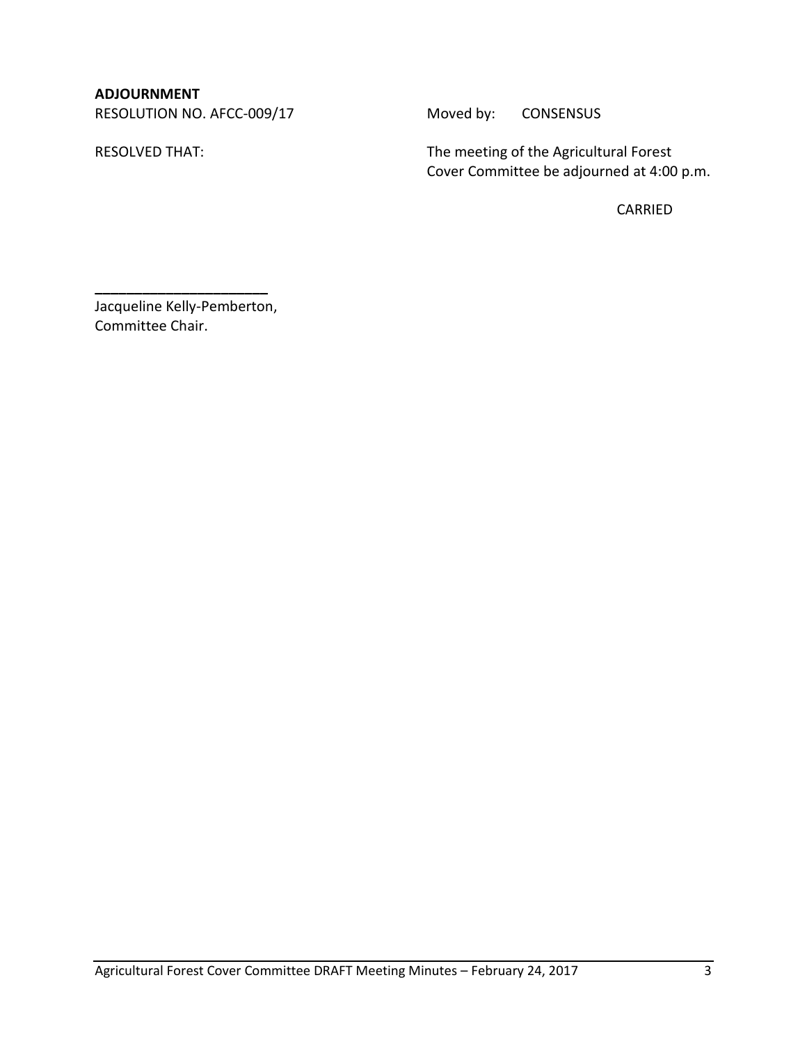**ADJOURNMENT**

RESOLUTION NO. AFCC-009/17 Moved by: CONSENSUS

RESOLVED THAT: The meeting of the Agricultural Forest Cover Committee be adjourned at 4:00 p.m.

CARRIED

______________________

Jacqueline Kelly-Pemberton,
Committee Chair.